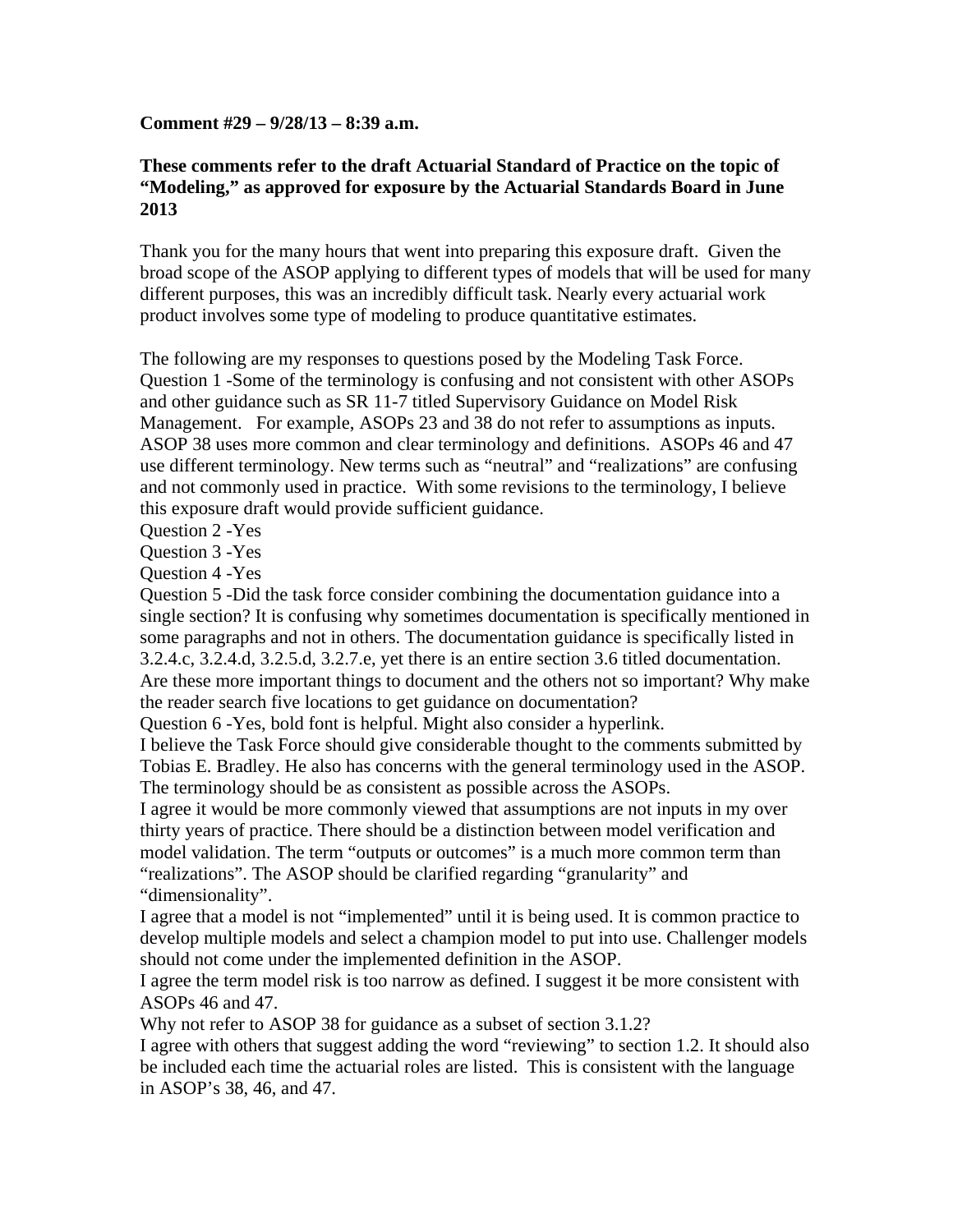**Comment #29 – 9/28/13 – 8:39 a.m.**

**These comments refer to the draft Actuarial Standard of Practice on the topic of "Modeling," as approved for exposure by the Actuarial Standards Board in June 2013**

Thank you for the many hours that went into preparing this exposure draft. Given the broad scope of the ASOP applying to different types of models that will be used for many different purposes, this was an incredibly difficult task. Nearly every actuarial work product involves some type of modeling to produce quantitative estimates.

The following are my responses to questions posed by the Modeling Task Force.
Question 1 -Some of the terminology is confusing and not consistent with other ASOPs and other guidance such as SR 11-7 titled Supervisory Guidance on Model Risk Management. For example, ASOPs 23 and 38 do not refer to assumptions as inputs. ASOP 38 uses more common and clear terminology and definitions. ASOPs 46 and 47 use different terminology. New terms such as "neutral" and "realizations" are confusing and not commonly used in practice. With some revisions to the terminology, I believe this exposure draft would provide sufficient guidance.
Question 2 -Yes
Question 3 -Yes
Question 4 -Yes
Question 5 -Did the task force consider combining the documentation guidance into a single section? It is confusing why sometimes documentation is specifically mentioned in some paragraphs and not in others. The documentation guidance is specifically listed in 3.2.4.c, 3.2.4.d, 3.2.5.d, 3.2.7.e, yet there is an entire section 3.6 titled documentation. Are these more important things to document and the others not so important? Why make the reader search five locations to get guidance on documentation?
Question 6 -Yes, bold font is helpful. Might also consider a hyperlink.
I believe the Task Force should give considerable thought to the comments submitted by Tobias E. Bradley. He also has concerns with the general terminology used in the ASOP. The terminology should be as consistent as possible across the ASOPs.
I agree it would be more commonly viewed that assumptions are not inputs in my over thirty years of practice. There should be a distinction between model verification and model validation. The term "outputs or outcomes" is a much more common term than "realizations". The ASOP should be clarified regarding "granularity" and "dimensionality".
I agree that a model is not "implemented" until it is being used. It is common practice to develop multiple models and select a champion model to put into use. Challenger models should not come under the implemented definition in the ASOP.
I agree the term model risk is too narrow as defined. I suggest it be more consistent with ASOPs 46 and 47.
Why not refer to ASOP 38 for guidance as a subset of section 3.1.2?
I agree with others that suggest adding the word "reviewing" to section 1.2. It should also be included each time the actuarial roles are listed. This is consistent with the language in ASOP's 38, 46, and 47.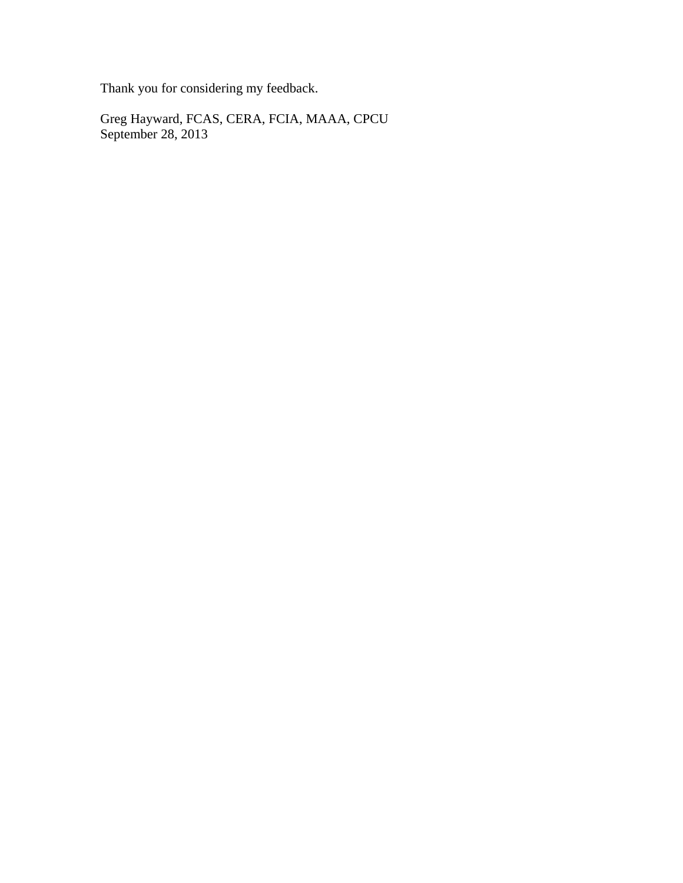Thank you for considering my feedback.

Greg Hayward, FCAS, CERA, FCIA, MAAA, CPCU  
September 28, 2013